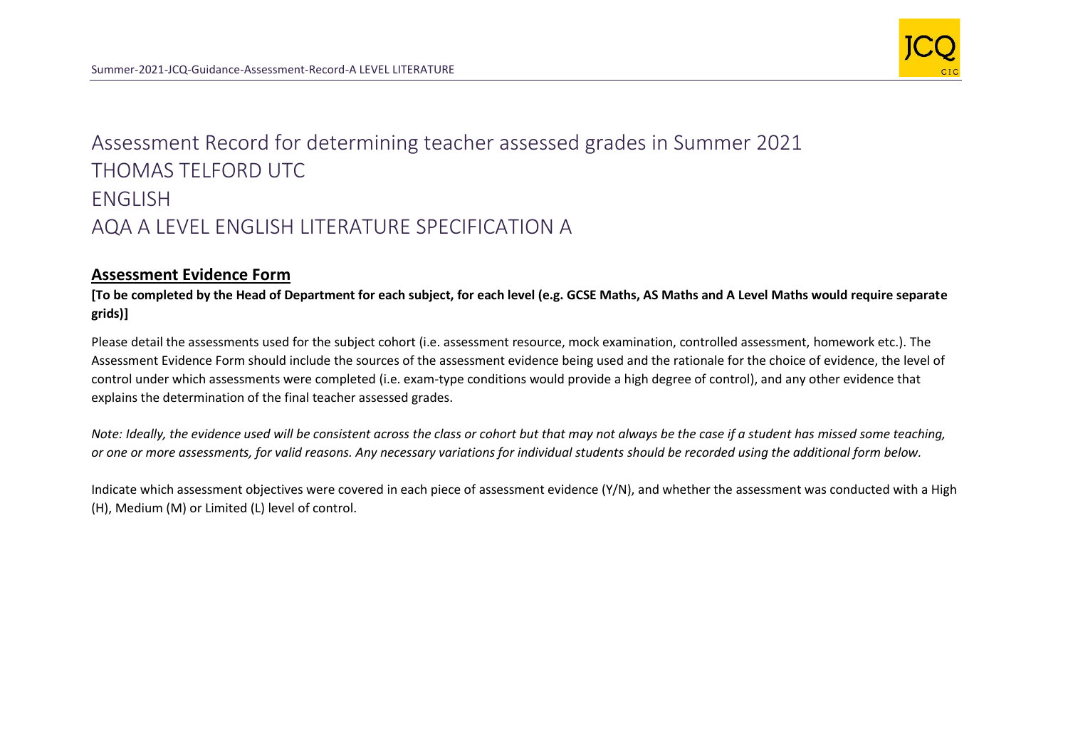# Assessment Record for determining teacher assessed grades in Summer 2021
# THOMAS TELFORD UTC
# ENGLISH
# AQA A LEVEL ENGLISH LITERATURE SPECIFICATION A

## Assessment Evidence Form

**[To be completed by the Head of Department for each subject, for each level (e.g. GCSE Maths, AS Maths and A Level Maths would require separate grids)]**

Please detail the assessments used for the subject cohort (i.e. assessment resource, mock examination, controlled assessment, homework etc.). The Assessment Evidence Form should include the sources of the assessment evidence being used and the rationale for the choice of evidence, the level of control under which assessments were completed (i.e. exam-type conditions would provide a high degree of control), and any other evidence that explains the determination of the final teacher assessed grades.

*Note: Ideally, the evidence used will be consistent across the class or cohort but that may not always be the case if a student has missed some teaching, or one or more assessments, for valid reasons. Any necessary variations for individual students should be recorded using the additional form below.*

Indicate which assessment objectives were covered in each piece of assessment evidence (Y/N), and whether the assessment was conducted with a High (H), Medium (M) or Limited (L) level of control.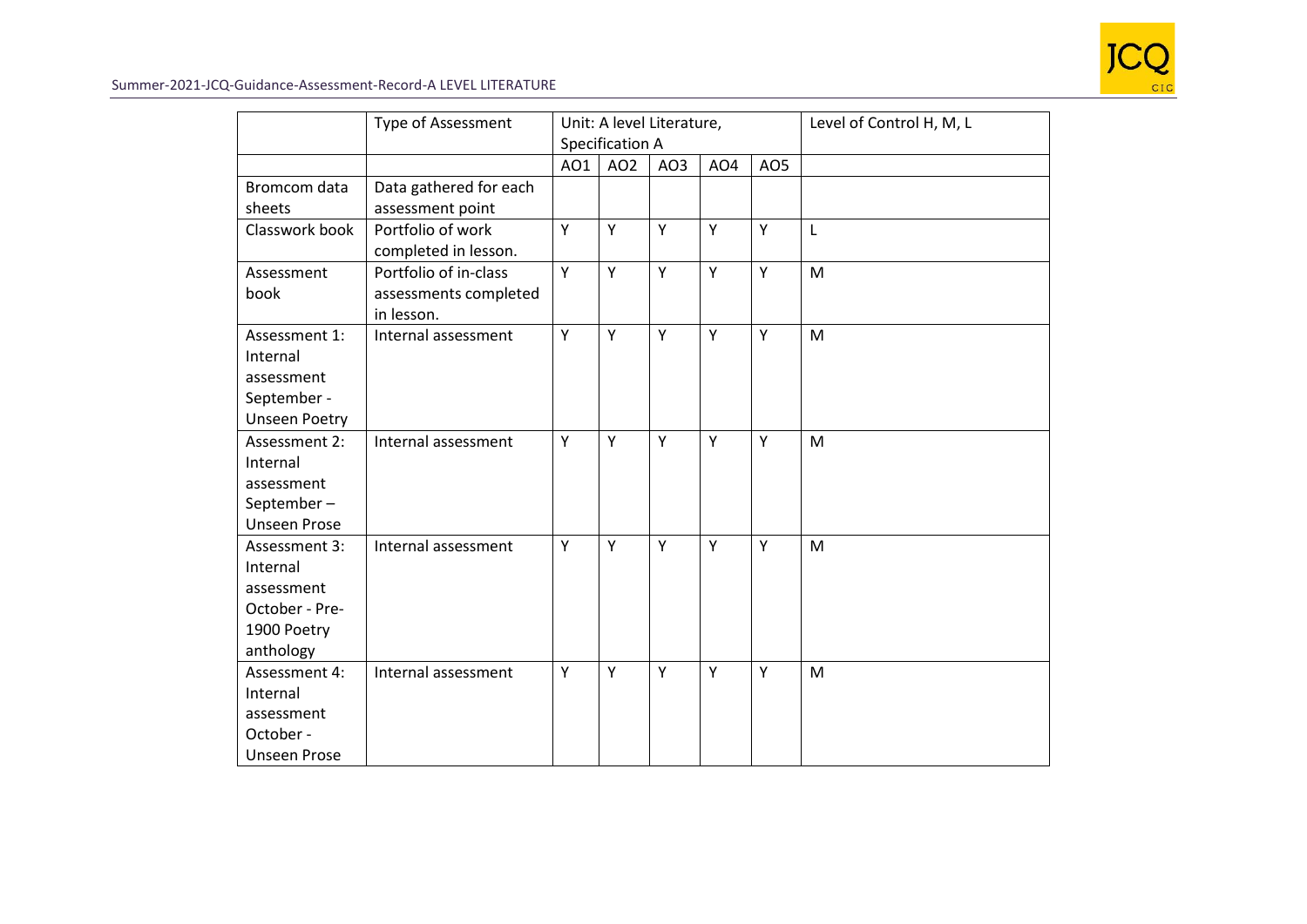| | Type of Assessment | Unit: A level Literature, Specification A | | | | | Level of Control H, M, L |
|---|---|---|---|---|---|---|---|
| | | AO1 | AO2 | AO3 | AO4 | AO5 | |
| Bromcom data sheets | Data gathered for each assessment point | | | | | | |
| Classwork book | Portfolio of work completed in lesson. | Y | Y | Y | Y | Y | L |
| Assessment book | Portfolio of in-class assessments completed in lesson. | Y | Y | Y | Y | Y | M |
| Assessment 1: Internal assessment September - Unseen Poetry | Internal assessment | Y | Y | Y | Y | Y | M |
| Assessment 2: Internal assessment September – Unseen Prose | Internal assessment | Y | Y | Y | Y | Y | M |
| Assessment 3: Internal assessment October - Pre-1900 Poetry anthology | Internal assessment | Y | Y | Y | Y | Y | M |
| Assessment 4: Internal assessment October - Unseen Prose | Internal assessment | Y | Y | Y | Y | Y | M |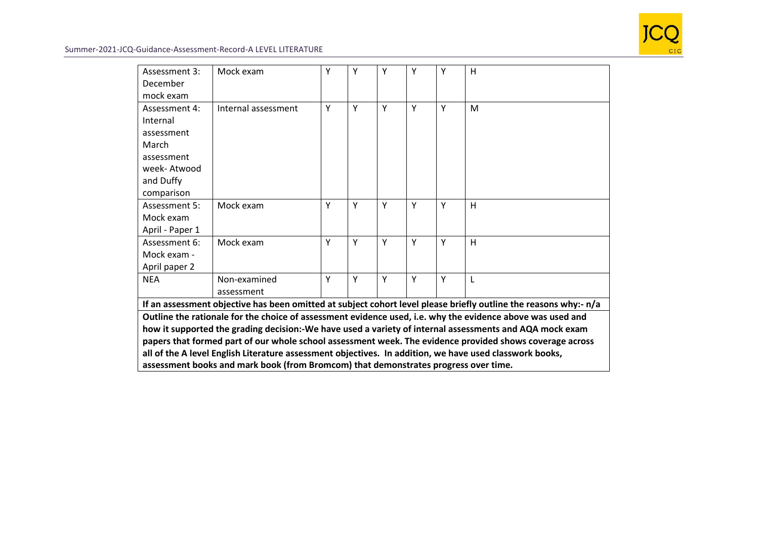| | | | | | | | |
|---|---|---|---|---|---|---|---|
| Assessment 3: December mock exam | Mock exam | Y | Y | Y | Y | Y | H |
| Assessment 4: Internal assessment March assessment week- Atwood and Duffy comparison | Internal assessment | Y | Y | Y | Y | Y | M |
| Assessment 5: Mock exam April - Paper 1 | Mock exam | Y | Y | Y | Y | Y | H |
| Assessment 6: Mock exam - April paper 2 | Mock exam | Y | Y | Y | Y | Y | H |
| NEA | Non-examined assessment | Y | Y | Y | Y | Y | L |

**If an assessment objective has been omitted at subject cohort level please briefly outline the reasons why:- n/a**

**Outline the rationale for the choice of assessment evidence used, i.e. why the evidence above was used and how it supported the grading decision:-We have used a variety of internal assessments and AQA mock exam papers that formed part of our whole school assessment week. The evidence provided shows coverage across all of the A level English Literature assessment objectives. In addition, we have used classwork books, assessment books and mark book (from Bromcom) that demonstrates progress over time.**